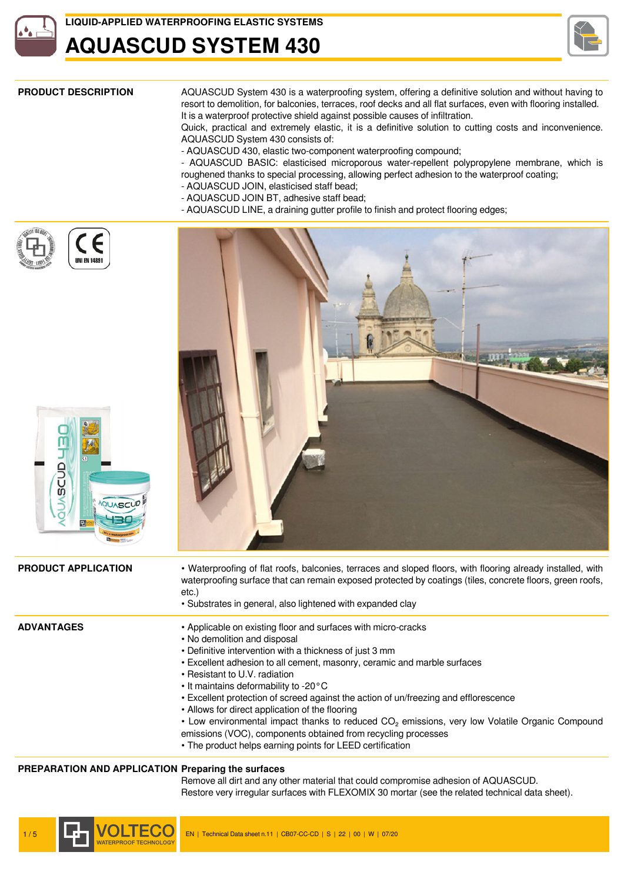LIQUID-APPLIED WATERPROOFING ELASTIC SYSTEMS

# AQUASCUD SYSTEM 430

## PRODUCT DESCRIPTION

AQUASCUD System 430 is a waterproofing system, offering a definitive solution and without having to resort to demolition, for balconies, terraces, roof decks and all flat surfaces, even with flooring installed. It is a waterproof protective shield against possible causes of infiltration.

Quick, practical and extremely elastic, it is a definitive solution to cutting costs and inconvenience. AQUASCUD System 430 consists of:

- AQUASCUD 430, elastic two-component waterproofing compound;
- AQUASCUD BASIC: elasticised microporous water-repellent polypropylene membrane, which is roughened thanks to special processing, allowing perfect adhesion to the waterproof coating;
- AQUASCUD JOIN, elasticised staff bead;
- AQUASCUD JOIN BT, adhesive staff bead;
- AQUASCUD LINE, a draining gutter profile to finish and protect flooring edges;

## PRODUCT APPLICATION

- Waterproofing of flat roofs, balconies, terraces and sloped floors, with flooring already installed, with waterproofing surface that can remain exposed protected by coatings (tiles, concrete floors, green roofs, etc.)
- Substrates in general, also lightened with expanded clay

## ADVANTAGES

- Applicable on existing floor and surfaces with micro-cracks
- No demolition and disposal
- Definitive intervention with a thickness of just 3 mm
- Excellent adhesion to all cement, masonry, ceramic and marble surfaces
- Resistant to U.V. radiation
- It maintains deformability to -20°C
- Excellent protection of screed against the action of un/freezing and efflorescence
- Allows for direct application of the flooring
- Low environmental impact thanks to reduced $CO_2$ emissions, very low Volatile Organic Compound emissions (VOC), components obtained from recycling processes
- The product helps earning points for LEED certification

## PREPARATION AND APPLICATION

### Preparing the surfaces

Remove all dirt and any other material that could compromise adhesion of AQUASCUD.
Restore very irregular surfaces with FLEXOMIX 30 mortar (see the related technical data sheet).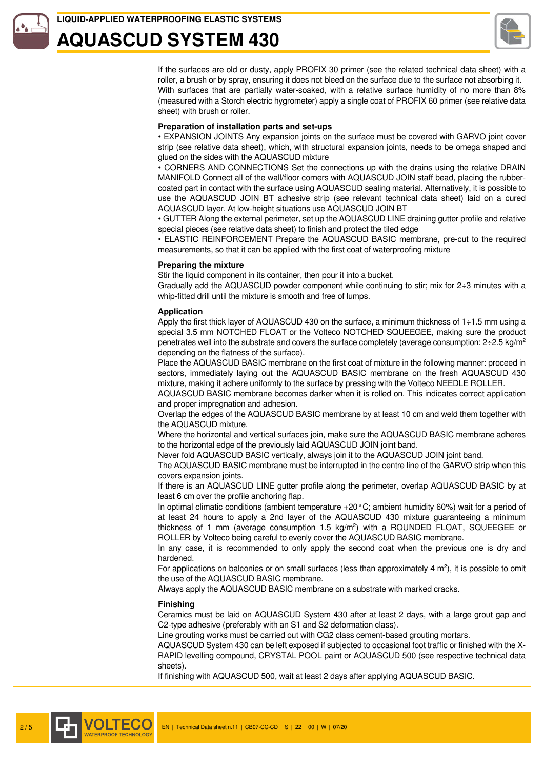If the surfaces are old or dusty, apply PROFIX 30 primer (see the related technical data sheet) with a roller, a brush or by spray, ensuring it does not bleed on the surface due to the surface not absorbing it. With surfaces that are partially water-soaked, with a relative surface humidity of no more than 8% (measured with a Storch electric hygrometer) apply a single coat of PROFIX 60 primer (see relative data sheet) with brush or roller.

**Preparation of installation parts and set-ups**

• EXPANSION JOINTS Any expansion joints on the surface must be covered with GARVO joint cover strip (see relative data sheet), which, with structural expansion joints, needs to be omega shaped and glued on the sides with the AQUASCUD mixture

• CORNERS AND CONNECTIONS Set the connections up with the drains using the relative DRAIN MANIFOLD Connect all of the wall/floor corners with AQUASCUD JOIN staff bead, placing the rubber-coated part in contact with the surface using AQUASCUD sealing material. Alternatively, it is possible to use the AQUASCUD JOIN BT adhesive strip (see relevant technical data sheet) laid on a cured AQUASCUD layer. At low-height situations use AQUASCUD JOIN BT

• GUTTER Along the external perimeter, set up the AQUASCUD LINE draining gutter profile and relative special pieces (see relative data sheet) to finish and protect the tiled edge

• ELASTIC REINFORCEMENT Prepare the AQUASCUD BASIC membrane, pre-cut to the required measurements, so that it can be applied with the first coat of waterproofing mixture

**Preparing the mixture**

Stir the liquid component in its container, then pour it into a bucket.
Gradually add the AQUASCUD powder component while continuing to stir; mix for 2÷3 minutes with a whip-fitted drill until the mixture is smooth and free of lumps.

**Application**

Apply the first thick layer of AQUASCUD 430 on the surface, a minimum thickness of 1÷1.5 mm using a special 3.5 mm NOTCHED FLOAT or the Volteco NOTCHED SQUEEGEE, making sure the product penetrates well into the substrate and covers the surface completely (average consumption: 2÷2.5 kg/m$^2$ depending on the flatness of the surface).
Place the AQUASCUD BASIC membrane on the first coat of mixture in the following manner: proceed in sectors, immediately laying out the AQUASCUD BASIC membrane on the fresh AQUASCUD 430 mixture, making it adhere uniformly to the surface by pressing with the Volteco NEEDLE ROLLER.
AQUASCUD BASIC membrane becomes darker when it is rolled on. This indicates correct application and proper impregnation and adhesion.
Overlap the edges of the AQUASCUD BASIC membrane by at least 10 cm and weld them together with the AQUASCUD mixture.
Where the horizontal and vertical surfaces join, make sure the AQUASCUD BASIC membrane adheres to the horizontal edge of the previously laid AQUASCUD JOIN joint band.
Never fold AQUASCUD BASIC vertically, always join it to the AQUASCUD JOIN joint band.
The AQUASCUD BASIC membrane must be interrupted in the centre line of the GARVO strip when this covers expansion joints.
If there is an AQUASCUD LINE gutter profile along the perimeter, overlap AQUASCUD BASIC by at least 6 cm over the profile anchoring flap.
In optimal climatic conditions (ambient temperature +20°C; ambient humidity 60%) wait for a period of at least 24 hours to apply a 2nd layer of the AQUASCUD 430 mixture guaranteeing a minimum thickness of 1 mm (average consumption 1.5 kg/m$^2$) with a ROUNDED FLOAT, SQUEEGEE or ROLLER by Volteco being careful to evenly cover the AQUASCUD BASIC membrane.
In any case, it is recommended to only apply the second coat when the previous one is dry and hardened.
For applications on balconies or on small surfaces (less than approximately 4 m$^2$), it is possible to omit the use of the AQUASCUD BASIC membrane.
Always apply the AQUASCUD BASIC membrane on a substrate with marked cracks.

**Finishing**

Ceramics must be laid on AQUASCUD System 430 after at least 2 days, with a large grout gap and C2-type adhesive (preferably with an S1 and S2 deformation class).
Line grouting works must be carried out with CG2 class cement-based grouting mortars.
AQUASCUD System 430 can be left exposed if subjected to occasional foot traffic or finished with the X-RAPID levelling compound, CRYSTAL POOL paint or AQUASCUD 500 (see respective technical data sheets).
If finishing with AQUASCUD 500, wait at least 2 days after applying AQUASCUD BASIC.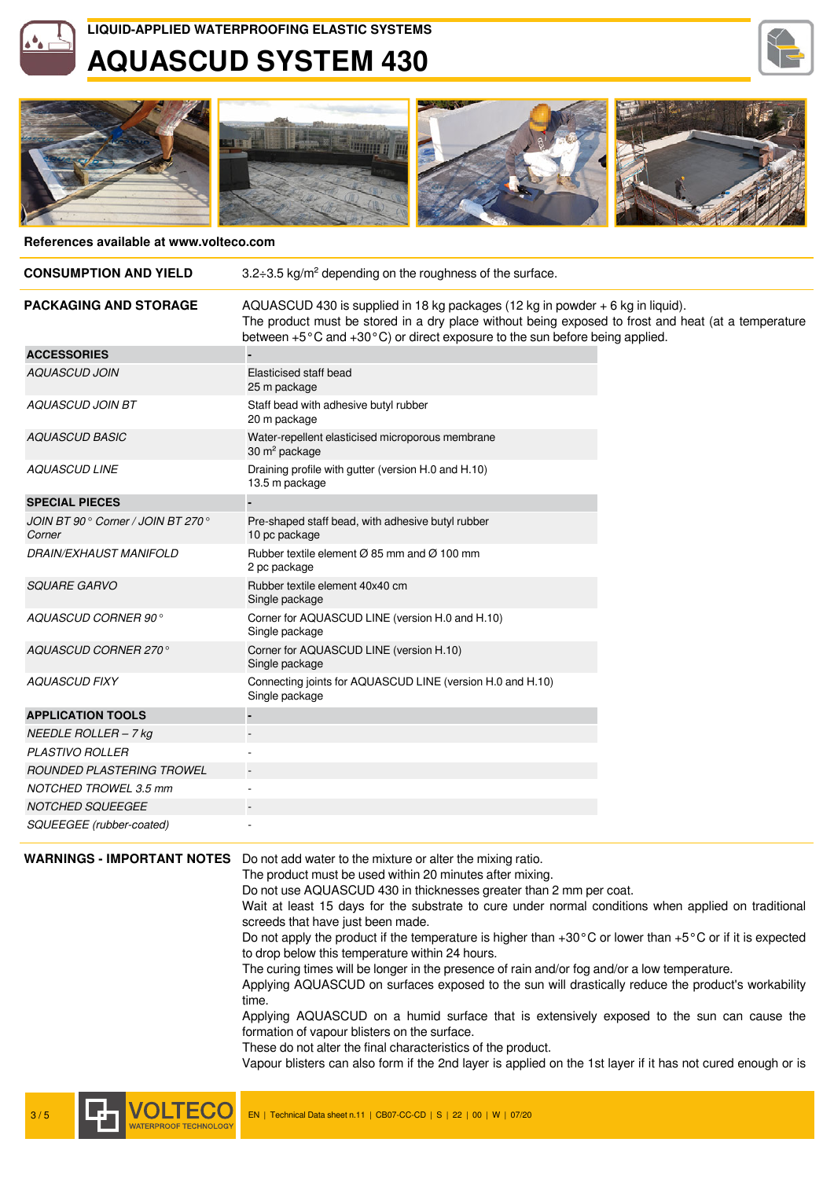# AQUASCUD SYSTEM 430

LIQUID-APPLIED WATERPROOFING ELASTIC SYSTEMS

**References available at www.volteco.com**

**CONSUMPTION AND YIELD**

3.2÷3.5 kg/m² depending on the roughness of the surface.

**PACKAGING AND STORAGE**

AQUASCUD 430 is supplied in 18 kg packages (12 kg in powder + 6 kg in liquid).
The product must be stored in a dry place without being exposed to frost and heat (at a temperature between +5°C and +30°C) or direct exposure to the sun before being applied.

| ACCESSORIES | - |
|---|---|
| *AQUASCUD JOIN* | Elasticised staff bead<br>25 m package |
| *AQUASCUD JOIN BT* | Staff bead with adhesive butyl rubber<br>20 m package |
| *AQUASCUD BASIC* | Water-repellent elasticised microporous membrane<br>30 m² package |
| *AQUASCUD LINE* | Draining profile with gutter (version H.0 and H.10)<br>13.5 m package |
| **SPECIAL PIECES** | - |
| *JOIN BT 90° Corner / JOIN BT 270° Corner* | Pre-shaped staff bead, with adhesive butyl rubber<br>10 pc package |
| *DRAIN/EXHAUST MANIFOLD* | Rubber textile element Ø 85 mm and Ø 100 mm<br>2 pc package |
| *SQUARE GARVO* | Rubber textile element 40x40 cm<br>Single package |
| *AQUASCUD CORNER 90°* | Corner for AQUASCUD LINE (version H.0 and H.10)<br>Single package |
| *AQUASCUD CORNER 270°* | Corner for AQUASCUD LINE (version H.10)<br>Single package |
| *AQUASCUD FIXY* | Connecting joints for AQUASCUD LINE (version H.0 and H.10)<br>Single package |
| **APPLICATION TOOLS** | - |
| *NEEDLE ROLLER – 7 kg* | - |
| *PLASTIVO ROLLER* | - |
| *ROUNDED PLASTERING TROWEL* | - |
| *NOTCHED TROWEL 3.5 mm* | - |
| *NOTCHED SQUEEGEE* | - |
| *SQUEEGEE (rubber-coated)* | - |

**WARNINGS - IMPORTANT NOTES**

Do not add water to the mixture or alter the mixing ratio.
The product must be used within 20 minutes after mixing.
Do not use AQUASCUD 430 in thicknesses greater than 2 mm per coat.
Wait at least 15 days for the substrate to cure under normal conditions when applied on traditional screeds that have just been made.
Do not apply the product if the temperature is higher than +30°C or lower than +5°C or if it is expected to drop below this temperature within 24 hours.
The curing times will be longer in the presence of rain and/or fog and/or a low temperature.
Applying AQUASCUD on surfaces exposed to the sun will drastically reduce the product's workability time.
Applying AQUASCUD on a humid surface that is extensively exposed to the sun can cause the formation of vapour blisters on the surface.
These do not alter the final characteristics of the product.
Vapour blisters can also form if the 2nd layer is applied on the 1st layer if it has not cured enough or is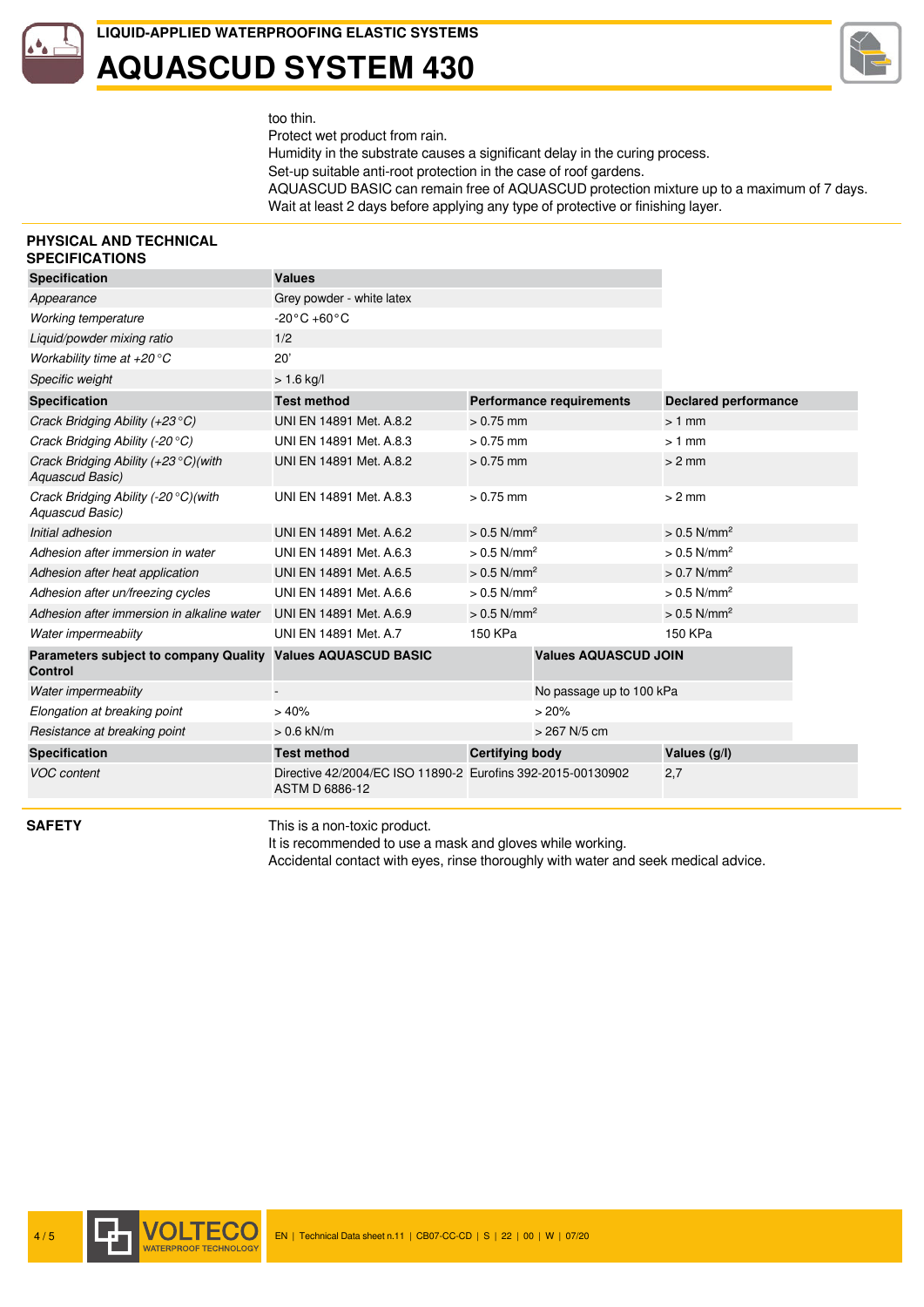too thin.
Protect wet product from rain.
Humidity in the substrate causes a significant delay in the curing process.
Set-up suitable anti-root protection in the case of roof gardens.
AQUASCUD BASIC can remain free of AQUASCUD protection mixture up to a maximum of 7 days.
Wait at least 2 days before applying any type of protective or finishing layer.

## PHYSICAL AND TECHNICAL SPECIFICATIONS

| Specification | Values | | |
|---|---|---|---|
| *Appearance* | Grey powder - white latex | | |
| *Working temperature* | -20°C +60°C | | |
| *Liquid/powder mixing ratio* | 1/2 | | |
| *Workability time at +20°C* | 20' | | |
| *Specific weight* | > 1.6 kg/l | | |
| **Specification** | **Test method** | **Performance requirements** | **Declared performance** |
| *Crack Bridging Ability (+23°C)* | UNI EN 14891 Met. A.8.2 | > 0.75 mm | > 1 mm |
| *Crack Bridging Ability (-20°C)* | UNI EN 14891 Met. A.8.3 | > 0.75 mm | > 1 mm |
| *Crack Bridging Ability (+23°C)(with Aquascud Basic)* | UNI EN 14891 Met. A.8.2 | > 0.75 mm | > 2 mm |
| *Crack Bridging Ability (-20°C)(with Aquascud Basic)* | UNI EN 14891 Met. A.8.3 | > 0.75 mm | > 2 mm |
| *Initial adhesion* | UNI EN 14891 Met. A.6.2 | > 0.5 N/mm² | > 0.5 N/mm² |
| *Adhesion after immersion in water* | UNI EN 14891 Met. A.6.3 | > 0.5 N/mm² | > 0.5 N/mm² |
| *Adhesion after heat application* | UNI EN 14891 Met. A.6.5 | > 0.5 N/mm² | > 0.7 N/mm² |
| *Adhesion after un/freezing cycles* | UNI EN 14891 Met. A.6.6 | > 0.5 N/mm² | > 0.5 N/mm² |
| *Adhesion after immersion in alkaline water* | UNI EN 14891 Met. A.6.9 | > 0.5 N/mm² | > 0.5 N/mm² |
| *Water impermeabiity* | UNI EN 14891 Met. A.7 | 150 KPa | 150 KPa |

| Parameters subject to company Quality Control | Values AQUASCUD BASIC | Values AQUASCUD JOIN |
|---|---|---|
| *Water impermeabiity* | - | No passage up to 100 kPa |
| *Elongation at breaking point* | > 40% | > 20% |
| *Resistance at breaking point* | > 0.6 kN/m | > 267 N/5 cm |

| Specification | Test method | Certifying body | Values (g/l) |
|---|---|---|---|
| *VOC content* | Directive 42/2004/EC ISO 11890-2 ASTM D 6886-12 | Eurofins 392-2015-00130902 | 2,7 |

## SAFETY

This is a non-toxic product.
It is recommended to use a mask and gloves while working.
Accidental contact with eyes, rinse thoroughly with water and seek medical advice.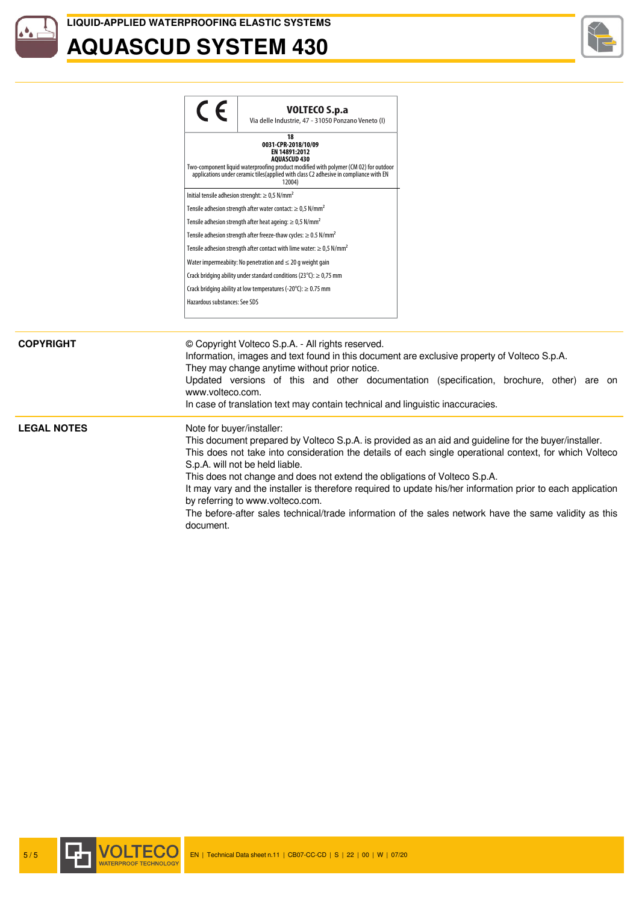# AQUASCUD SYSTEM 430

LIQUID-APPLIED WATERPROOFING ELASTIC SYSTEMS

CE

**VOLTECO S.p.a**
Via delle Industrie, 47 - 31050 Ponzano Veneto (I)

**18**
**0031-CPR-2018/10/09**
**EN 14891:2012**
**AQUASCUD 430**
Two-component liquid waterproofing product modified with polymer (CM 02) for outdoor applications under ceramic tiles(applied with class C2 adhesive in compliance with EN 12004)

Initial tensile adhesion strenght: ≥ 0,5 N/mm$^2$

Tensile adhesion strength after water contact: ≥ 0,5 N/mm$^2$

Tensile adhesion strength after heat ageing: ≥ 0,5 N/mm$^2$

Tensile adhesion strength after freeze-thaw cycles: ≥ 0.5 N/mm$^2$

Tensile adhesion strength after contact with lime water: ≥ 0,5 N/mm$^2$

Water impermeabiity: No penetration and ≤ 20 g weight gain

Crack bridging ability under standard conditions (23°C): ≥ 0,75 mm

Crack bridging ability at low temperatures (-20°C): ≥ 0.75 mm

Hazardous substances: See SDS

## COPYRIGHT

© Copyright Volteco S.p.A. - All rights reserved.
Information, images and text found in this document are exclusive property of Volteco S.p.A.
They may change anytime without prior notice.
Updated versions of this and other documentation (specification, brochure, other) are on www.volteco.com.
In case of translation text may contain technical and linguistic inaccuracies.

## LEGAL NOTES

Note for buyer/installer:
This document prepared by Volteco S.p.A. is provided as an aid and guideline for the buyer/installer.
This does not take into consideration the details of each single operational context, for which Volteco S.p.A. will not be held liable.
This does not change and does not extend the obligations of Volteco S.p.A.
It may vary and the installer is therefore required to update his/her information prior to each application by referring to www.volteco.com.
The before-after sales technical/trade information of the sales network have the same validity as this document.